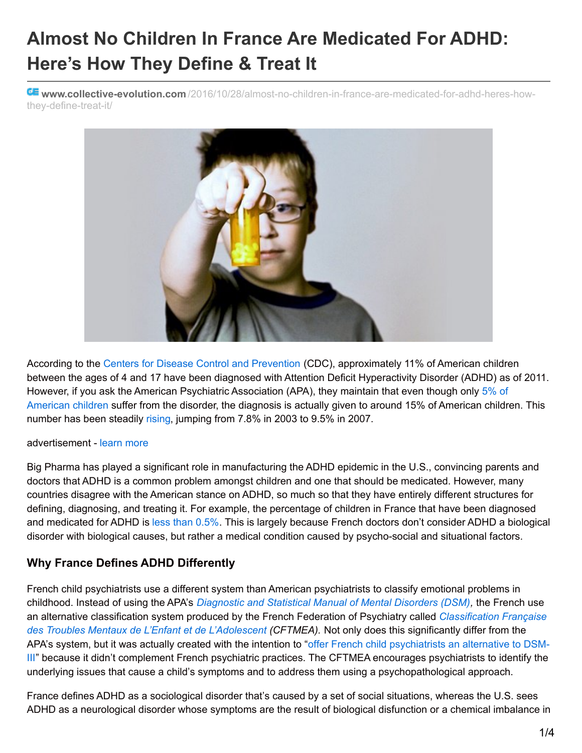# Almost No Children In France Are Medicated For ADHD: Here's How They Define & Treat It

www.collective-evolution.com/2016/10/28/almost-no-children-in-france-are-medicated-for-adhd-heres-how-they-define-treat-it/

According to the Centers for Disease Control and Prevention (CDC), approximately 11% of American children between the ages of 4 and 17 have been diagnosed with Attention Deficit Hyperactivity Disorder (ADHD) as of 2011. However, if you ask the American Psychiatric Association (APA), they maintain that even though only 5% of American children suffer from the disorder, the diagnosis is actually given to around 15% of American children. This number has been steadily rising, jumping from 7.8% in 2003 to 9.5% in 2007.

advertisement - learn more

Big Pharma has played a significant role in manufacturing the ADHD epidemic in the U.S., convincing parents and doctors that ADHD is a common problem amongst children and one that should be medicated. However, many countries disagree with the American stance on ADHD, so much so that they have entirely different structures for defining, diagnosing, and treating it. For example, the percentage of children in France that have been diagnosed and medicated for ADHD is less than 0.5%. This is largely because French doctors don't consider ADHD a biological disorder with biological causes, but rather a medical condition caused by psycho-social and situational factors.

## Why France Defines ADHD Differently

French child psychiatrists use a different system than American psychiatrists to classify emotional problems in childhood. Instead of using the APA's *Diagnostic and Statistical Manual of Mental Disorders (DSM),* the French use an alternative classification system produced by the French Federation of Psychiatry called *Classification Française des Troubles Mentaux de L'Enfant et de L'Adolescent (CFTMEA).* Not only does this significantly differ from the APA's system, but it was actually created with the intention to "offer French child psychiatrists an alternative to DSM-III" because it didn't complement French psychiatric practices. The CFTMEA encourages psychiatrists to identify the underlying issues that cause a child's symptoms and to address them using a psychopathological approach.

France defines ADHD as a sociological disorder that's caused by a set of social situations, whereas the U.S. sees ADHD as a neurological disorder whose symptoms are the result of biological disfunction or a chemical imbalance in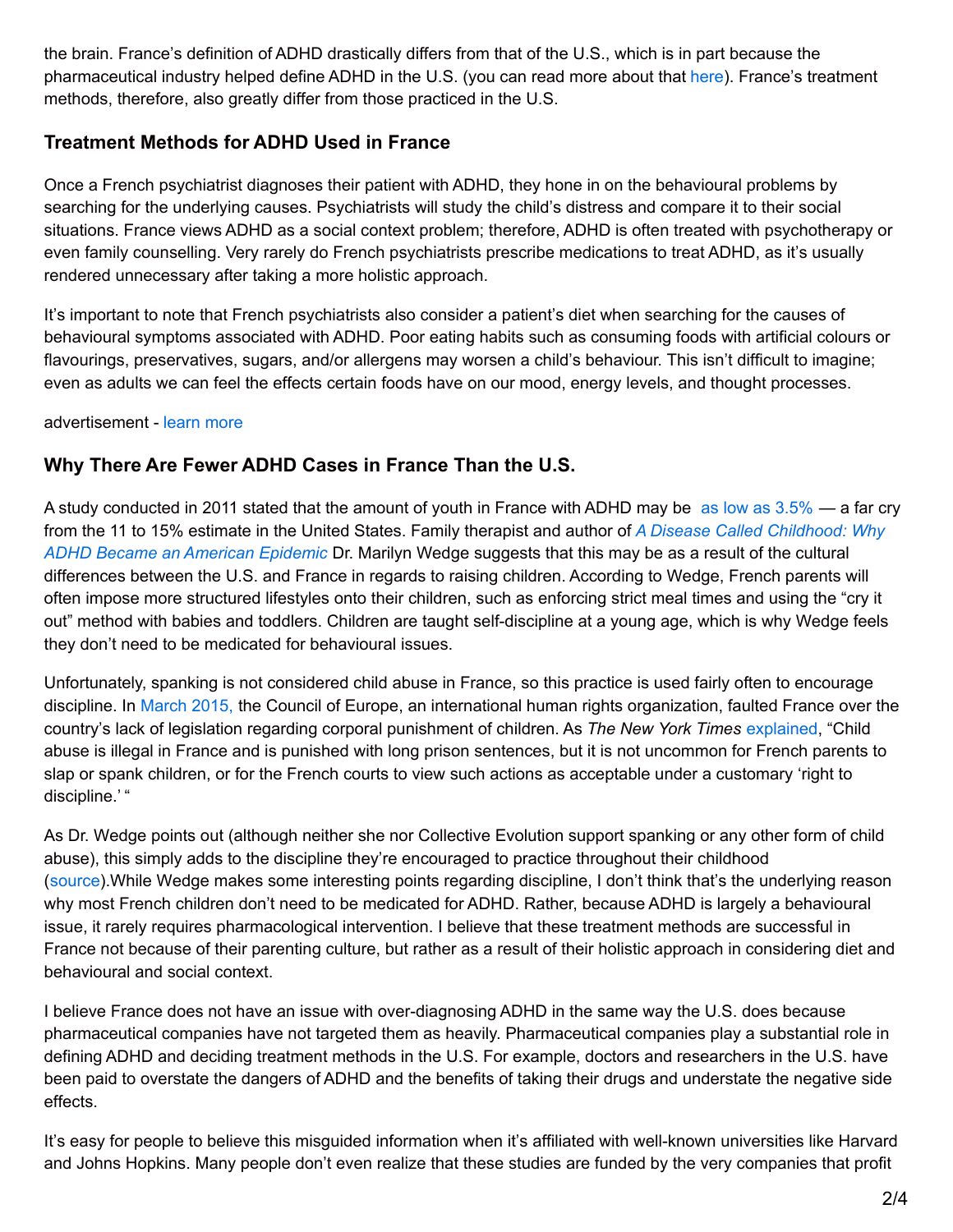the brain. France's definition of ADHD drastically differs from that of the U.S., which is in part because the pharmaceutical industry helped define ADHD in the U.S. (you can read more about that here). France's treatment methods, therefore, also greatly differ from those practiced in the U.S.

### Treatment Methods for ADHD Used in France

Once a French psychiatrist diagnoses their patient with ADHD, they hone in on the behavioural problems by searching for the underlying causes. Psychiatrists will study the child's distress and compare it to their social situations. France views ADHD as a social context problem; therefore, ADHD is often treated with psychotherapy or even family counselling. Very rarely do French psychiatrists prescribe medications to treat ADHD, as it's usually rendered unnecessary after taking a more holistic approach.

It's important to note that French psychiatrists also consider a patient's diet when searching for the causes of behavioural symptoms associated with ADHD. Poor eating habits such as consuming foods with artificial colours or flavourings, preservatives, sugars, and/or allergens may worsen a child's behaviour. This isn't difficult to imagine; even as adults we can feel the effects certain foods have on our mood, energy levels, and thought processes.

advertisement - learn more

### Why There Are Fewer ADHD Cases in France Than the U.S.

A study conducted in 2011 stated that the amount of youth in France with ADHD may be as low as 3.5% — a far cry from the 11 to 15% estimate in the United States. Family therapist and author of *A Disease Called Childhood: Why ADHD Became an American Epidemic* Dr. Marilyn Wedge suggests that this may be as a result of the cultural differences between the U.S. and France in regards to raising children. According to Wedge, French parents will often impose more structured lifestyles onto their children, such as enforcing strict meal times and using the "cry it out" method with babies and toddlers. Children are taught self-discipline at a young age, which is why Wedge feels they don't need to be medicated for behavioural issues.

Unfortunately, spanking is not considered child abuse in France, so this practice is used fairly often to encourage discipline. In March 2015, the Council of Europe, an international human rights organization, faulted France over the country's lack of legislation regarding corporal punishment of children. As *The New York Times* explained, "Child abuse is illegal in France and is punished with long prison sentences, but it is not uncommon for French parents to slap or spank children, or for the French courts to view such actions as acceptable under a customary 'right to discipline.' "

As Dr. Wedge points out (although neither she nor Collective Evolution support spanking or any other form of child abuse), this simply adds to the discipline they're encouraged to practice throughout their childhood (source).While Wedge makes some interesting points regarding discipline, I don't think that's the underlying reason why most French children don't need to be medicated for ADHD. Rather, because ADHD is largely a behavioural issue, it rarely requires pharmacological intervention. I believe that these treatment methods are successful in France not because of their parenting culture, but rather as a result of their holistic approach in considering diet and behavioural and social context.

I believe France does not have an issue with over-diagnosing ADHD in the same way the U.S. does because pharmaceutical companies have not targeted them as heavily. Pharmaceutical companies play a substantial role in defining ADHD and deciding treatment methods in the U.S. For example, doctors and researchers in the U.S. have been paid to overstate the dangers of ADHD and the benefits of taking their drugs and understate the negative side effects.

It's easy for people to believe this misguided information when it's affiliated with well-known universities like Harvard and Johns Hopkins. Many people don't even realize that these studies are funded by the very companies that profit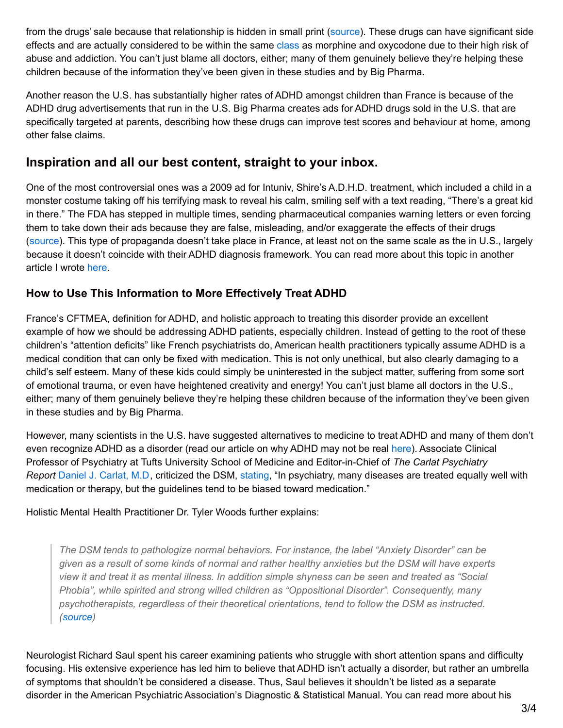from the drugs' sale because that relationship is hidden in small print (source). These drugs can have significant side effects and are actually considered to be within the same class as morphine and oxycodone due to their high risk of abuse and addiction. You can't just blame all doctors, either; many of them genuinely believe they're helping these children because of the information they've been given in these studies and by Big Pharma.

Another reason the U.S. has substantially higher rates of ADHD amongst children than France is because of the ADHD drug advertisements that run in the U.S. Big Pharma creates ads for ADHD drugs sold in the U.S. that are specifically targeted at parents, describing how these drugs can improve test scores and behaviour at home, among other false claims.

## Inspiration and all our best content, straight to your inbox.

One of the most controversial ones was a 2009 ad for Intuniv, Shire's A.D.H.D. treatment, which included a child in a monster costume taking off his terrifying mask to reveal his calm, smiling self with a text reading, "There's a great kid in there." The FDA has stepped in multiple times, sending pharmaceutical companies warning letters or even forcing them to take down their ads because they are false, misleading, and/or exaggerate the effects of their drugs (source). This type of propaganda doesn't take place in France, at least not on the same scale as the in U.S., largely because it doesn't coincide with their ADHD diagnosis framework. You can read more about this topic in another article I wrote here.

### How to Use This Information to More Effectively Treat ADHD

France's CFTMEA, definition for ADHD, and holistic approach to treating this disorder provide an excellent example of how we should be addressing ADHD patients, especially children. Instead of getting to the root of these children's "attention deficits" like French psychiatrists do, American health practitioners typically assume ADHD is a medical condition that can only be fixed with medication. This is not only unethical, but also clearly damaging to a child's self esteem. Many of these kids could simply be uninterested in the subject matter, suffering from some sort of emotional trauma, or even have heightened creativity and energy! You can't just blame all doctors in the U.S., either; many of them genuinely believe they're helping these children because of the information they've been given in these studies and by Big Pharma.

However, many scientists in the U.S. have suggested alternatives to medicine to treat ADHD and many of them don't even recognize ADHD as a disorder (read our article on why ADHD may not be real here). Associate Clinical Professor of Psychiatry at Tufts University School of Medicine and Editor-in-Chief of *The Carlat Psychiatry Report* Daniel J. Carlat, M.D, criticized the DSM, stating, "In psychiatry, many diseases are treated equally well with medication or therapy, but the guidelines tend to be biased toward medication."

Holistic Mental Health Practitioner Dr. Tyler Woods further explains:

> *The DSM tends to pathologize normal behaviors. For instance, the label "Anxiety Disorder" can be given as a result of some kinds of normal and rather healthy anxieties but the DSM will have experts view it and treat it as mental illness. In addition simple shyness can be seen and treated as "Social Phobia", while spirited and strong willed children as "Oppositional Disorder". Consequently, many psychotherapists, regardless of their theoretical orientations, tend to follow the DSM as instructed. (source)*

Neurologist Richard Saul spent his career examining patients who struggle with short attention spans and difficulty focusing. His extensive experience has led him to believe that ADHD isn't actually a disorder, but rather an umbrella of symptoms that shouldn't be considered a disease. Thus, Saul believes it shouldn't be listed as a separate disorder in the American Psychiatric Association's Diagnostic & Statistical Manual. You can read more about his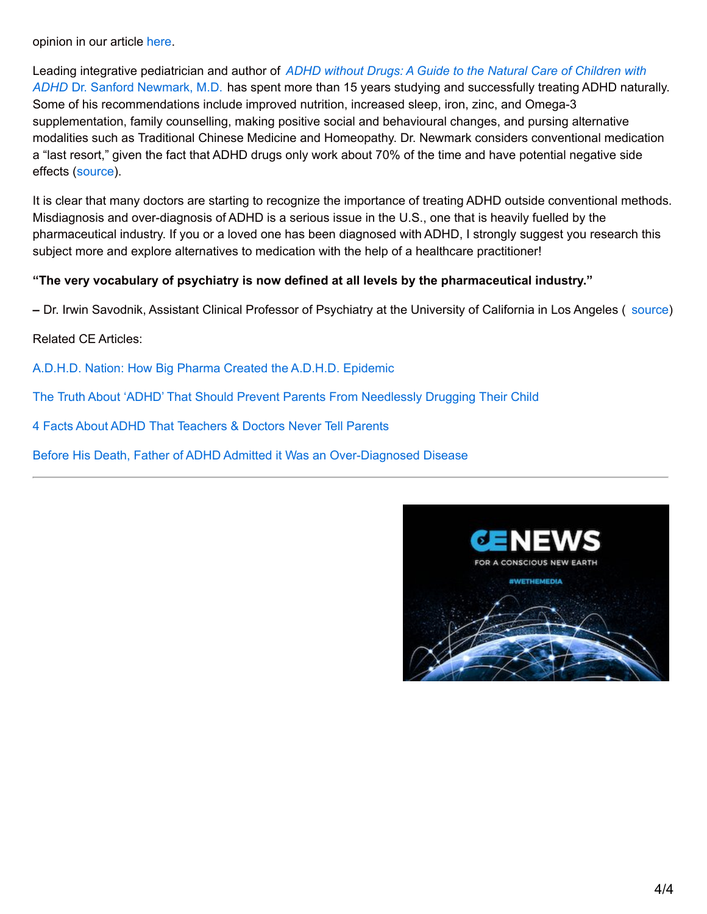opinion in our article here.

Leading integrative pediatrician and author of *ADHD without Drugs: A Guide to the Natural Care of Children with ADHD* Dr. Sanford Newmark, M.D. has spent more than 15 years studying and successfully treating ADHD naturally. Some of his recommendations include improved nutrition, increased sleep, iron, zinc, and Omega-3 supplementation, family counselling, making positive social and behavioural changes, and pursing alternative modalities such as Traditional Chinese Medicine and Homeopathy. Dr. Newmark considers conventional medication a "last resort," given the fact that ADHD drugs only work about 70% of the time and have potential negative side effects (source).

It is clear that many doctors are starting to recognize the importance of treating ADHD outside conventional methods. Misdiagnosis and over-diagnosis of ADHD is a serious issue in the U.S., one that is heavily fuelled by the pharmaceutical industry. If you or a loved one has been diagnosed with ADHD, I strongly suggest you research this subject more and explore alternatives to medication with the help of a healthcare practitioner!

**"The very vocabulary of psychiatry is now defined at all levels by the pharmaceutical industry."**

**–** Dr. Irwin Savodnik, Assistant Clinical Professor of Psychiatry at the University of California in Los Angeles ( source)

Related CE Articles:

A.D.H.D. Nation: How Big Pharma Created the A.D.H.D. Epidemic

The Truth About 'ADHD' That Should Prevent Parents From Needlessly Drugging Their Child

4 Facts About ADHD That Teachers & Doctors Never Tell Parents

Before His Death, Father of ADHD Admitted it Was an Over-Diagnosed Disease

CE NEWS

FOR A CONSCIOUS NEW EARTH

#WETHEMEDIA